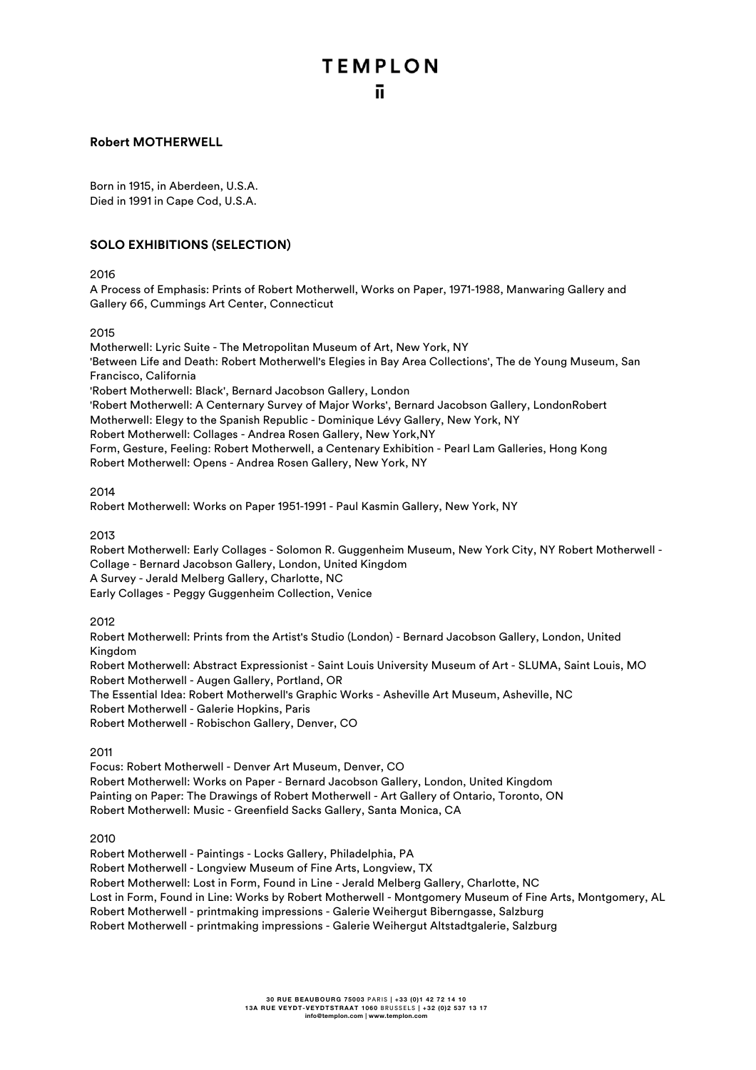**Robert MOTHERWELL**

Born in 1915, in Aberdeen, U.S.A.
Died in 1991 in Cape Cod, U.S.A.

## SOLO EXHIBITIONS (SELECTION)

2016
A Process of Emphasis: Prints of Robert Motherwell, Works on Paper, 1971-1988, Manwaring Gallery and Gallery 66, Cummings Art Center, Connecticut

2015
Motherwell: Lyric Suite - The Metropolitan Museum of Art, New York, NY
'Between Life and Death: Robert Motherwell's Elegies in Bay Area Collections', The de Young Museum, San Francisco, California
'Robert Motherwell: Black', Bernard Jacobson Gallery, London
'Robert Motherwell: A Centernary Survey of Major Works', Bernard Jacobson Gallery, LondonRobert Motherwell: Elegy to the Spanish Republic - Dominique Lévy Gallery, New York, NY
Robert Motherwell: Collages - Andrea Rosen Gallery, New York,NY
Form, Gesture, Feeling: Robert Motherwell, a Centenary Exhibition - Pearl Lam Galleries, Hong Kong
Robert Motherwell: Opens - Andrea Rosen Gallery, New York, NY

2014
Robert Motherwell: Works on Paper 1951-1991 - Paul Kasmin Gallery, New York, NY

2013
Robert Motherwell: Early Collages - Solomon R. Guggenheim Museum, New York City, NY Robert Motherwell - Collage - Bernard Jacobson Gallery, London, United Kingdom
A Survey - Jerald Melberg Gallery, Charlotte, NC
Early Collages - Peggy Guggenheim Collection, Venice

2012
Robert Motherwell: Prints from the Artist's Studio (London) - Bernard Jacobson Gallery, London, United Kingdom
Robert Motherwell: Abstract Expressionist - Saint Louis University Museum of Art - SLUMA, Saint Louis, MO
Robert Motherwell - Augen Gallery, Portland, OR
The Essential Idea: Robert Motherwell's Graphic Works - Asheville Art Museum, Asheville, NC
Robert Motherwell - Galerie Hopkins, Paris
Robert Motherwell - Robischon Gallery, Denver, CO

2011
Focus: Robert Motherwell - Denver Art Museum, Denver, CO
Robert Motherwell: Works on Paper - Bernard Jacobson Gallery, London, United Kingdom
Painting on Paper: The Drawings of Robert Motherwell - Art Gallery of Ontario, Toronto, ON
Robert Motherwell: Music - Greenfield Sacks Gallery, Santa Monica, CA

2010
Robert Motherwell - Paintings - Locks Gallery, Philadelphia, PA
Robert Motherwell - Longview Museum of Fine Arts, Longview, TX
Robert Motherwell: Lost in Form, Found in Line - Jerald Melberg Gallery, Charlotte, NC
Lost in Form, Found in Line: Works by Robert Motherwell - Montgomery Museum of Fine Arts, Montgomery, AL
Robert Motherwell - printmaking impressions - Galerie Weihergut Biberngasse, Salzburg
Robert Motherwell - printmaking impressions - Galerie Weihergut Altstadtgalerie, Salzburg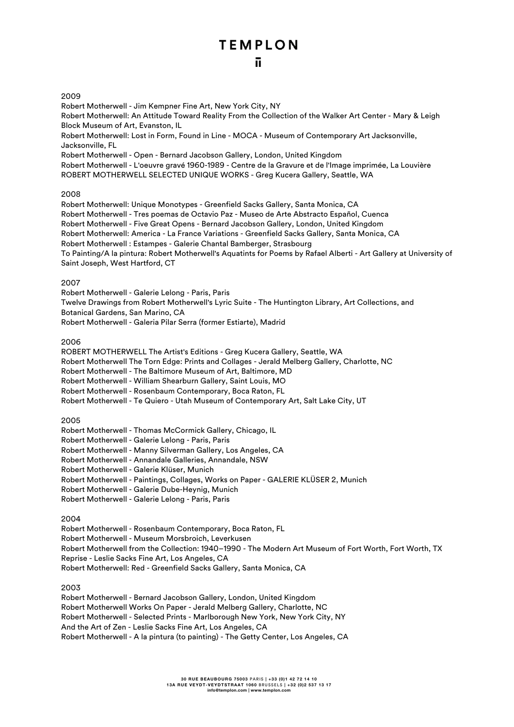2009

Robert Motherwell - Jim Kempner Fine Art, New York City, NY
Robert Motherwell: An Attitude Toward Reality From the Collection of the Walker Art Center - Mary & Leigh Block Museum of Art, Evanston, IL
Robert Motherwell: Lost in Form, Found in Line - MOCA - Museum of Contemporary Art Jacksonville, Jacksonville, FL
Robert Motherwell - Open - Bernard Jacobson Gallery, London, United Kingdom
Robert Motherwell - L'oeuvre gravé 1960-1989 - Centre de la Gravure et de l'Image imprimée, La Louvière
ROBERT MOTHERWELL SELECTED UNIQUE WORKS - Greg Kucera Gallery, Seattle, WA

2008

Robert Motherwell: Unique Monotypes - Greenfield Sacks Gallery, Santa Monica, CA
Robert Motherwell - Tres poemas de Octavio Paz - Museo de Arte Abstracto Español, Cuenca
Robert Motherwell - Five Great Opens - Bernard Jacobson Gallery, London, United Kingdom
Robert Motherwell: America - La France Variations - Greenfield Sacks Gallery, Santa Monica, CA
Robert Motherwell : Estampes - Galerie Chantal Bamberger, Strasbourg
To Painting/A la pintura: Robert Motherwell's Aquatints for Poems by Rafael Alberti - Art Gallery at University of Saint Joseph, West Hartford, CT

2007

Robert Motherwell - Galerie Lelong - Paris, Paris
Twelve Drawings from Robert Motherwell's Lyric Suite - The Huntington Library, Art Collections, and Botanical Gardens, San Marino, CA
Robert Motherwell - Galeria Pilar Serra (former Estiarte), Madrid

2006

ROBERT MOTHERWELL The Artist's Editions - Greg Kucera Gallery, Seattle, WA
Robert Motherwell The Torn Edge: Prints and Collages - Jerald Melberg Gallery, Charlotte, NC
Robert Motherwell - The Baltimore Museum of Art, Baltimore, MD
Robert Motherwell - William Shearburn Gallery, Saint Louis, MO
Robert Motherwell - Rosenbaum Contemporary, Boca Raton, FL
Robert Motherwell - Te Quiero - Utah Museum of Contemporary Art, Salt Lake City, UT

2005

Robert Motherwell - Thomas McCormick Gallery, Chicago, IL
Robert Motherwell - Galerie Lelong - Paris, Paris
Robert Motherwell - Manny Silverman Gallery, Los Angeles, CA
Robert Motherwell - Annandale Galleries, Annandale, NSW
Robert Motherwell - Galerie Klüser, Munich
Robert Motherwell - Paintings, Collages, Works on Paper - GALERIE KLÜSER 2, Munich
Robert Motherwell - Galerie Dube-Heynig, Munich
Robert Motherwell - Galerie Lelong - Paris, Paris

2004

Robert Motherwell - Rosenbaum Contemporary, Boca Raton, FL
Robert Motherwell - Museum Morsbroich, Leverkusen
Robert Motherwell from the Collection: 1940–1990 - The Modern Art Museum of Fort Worth, Fort Worth, TX
Reprise - Leslie Sacks Fine Art, Los Angeles, CA
Robert Motherwell: Red - Greenfield Sacks Gallery, Santa Monica, CA

2003

Robert Motherwell - Bernard Jacobson Gallery, London, United Kingdom
Robert Motherwell Works On Paper - Jerald Melberg Gallery, Charlotte, NC
Robert Motherwell - Selected Prints - Marlborough New York, New York City, NY
And the Art of Zen - Leslie Sacks Fine Art, Los Angeles, CA
Robert Motherwell - A la pintura (to painting) - The Getty Center, Los Angeles, CA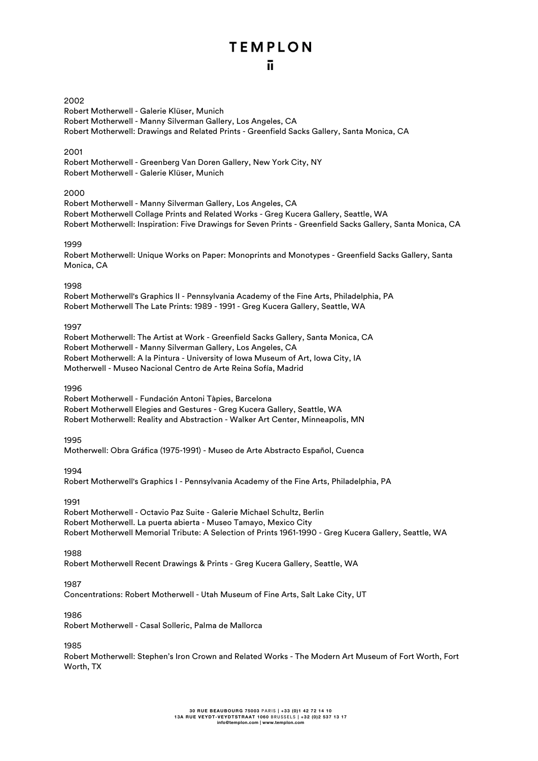2002

Robert Motherwell - Galerie Klüser, Munich
Robert Motherwell - Manny Silverman Gallery, Los Angeles, CA
Robert Motherwell: Drawings and Related Prints - Greenfield Sacks Gallery, Santa Monica, CA

2001

Robert Motherwell - Greenberg Van Doren Gallery, New York City, NY
Robert Motherwell - Galerie Klüser, Munich

2000

Robert Motherwell - Manny Silverman Gallery, Los Angeles, CA
Robert Motherwell Collage Prints and Related Works - Greg Kucera Gallery, Seattle, WA
Robert Motherwell: Inspiration: Five Drawings for Seven Prints - Greenfield Sacks Gallery, Santa Monica, CA

1999

Robert Motherwell: Unique Works on Paper: Monoprints and Monotypes - Greenfield Sacks Gallery, Santa Monica, CA

1998

Robert Motherwell's Graphics II - Pennsylvania Academy of the Fine Arts, Philadelphia, PA
Robert Motherwell The Late Prints: 1989 - 1991 - Greg Kucera Gallery, Seattle, WA

1997

Robert Motherwell: The Artist at Work - Greenfield Sacks Gallery, Santa Monica, CA
Robert Motherwell - Manny Silverman Gallery, Los Angeles, CA
Robert Motherwell: A la Pintura - University of Iowa Museum of Art, Iowa City, IA
Motherwell - Museo Nacional Centro de Arte Reina Sofía, Madrid

1996

Robert Motherwell - Fundación Antoni Tàpies, Barcelona
Robert Motherwell Elegies and Gestures - Greg Kucera Gallery, Seattle, WA
Robert Motherwell: Reality and Abstraction - Walker Art Center, Minneapolis, MN

1995

Motherwell: Obra Gráfica (1975-1991) - Museo de Arte Abstracto Español, Cuenca

1994

Robert Motherwell's Graphics I - Pennsylvania Academy of the Fine Arts, Philadelphia, PA

1991

Robert Motherwell - Octavio Paz Suite - Galerie Michael Schultz, Berlin
Robert Motherwell. La puerta abierta - Museo Tamayo, Mexico City
Robert Motherwell Memorial Tribute: A Selection of Prints 1961-1990 - Greg Kucera Gallery, Seattle, WA

1988

Robert Motherwell Recent Drawings & Prints - Greg Kucera Gallery, Seattle, WA

1987

Concentrations: Robert Motherwell - Utah Museum of Fine Arts, Salt Lake City, UT

1986

Robert Motherwell - Casal Solleric, Palma de Mallorca

1985

Robert Motherwell: Stephen's Iron Crown and Related Works - The Modern Art Museum of Fort Worth, Fort Worth, TX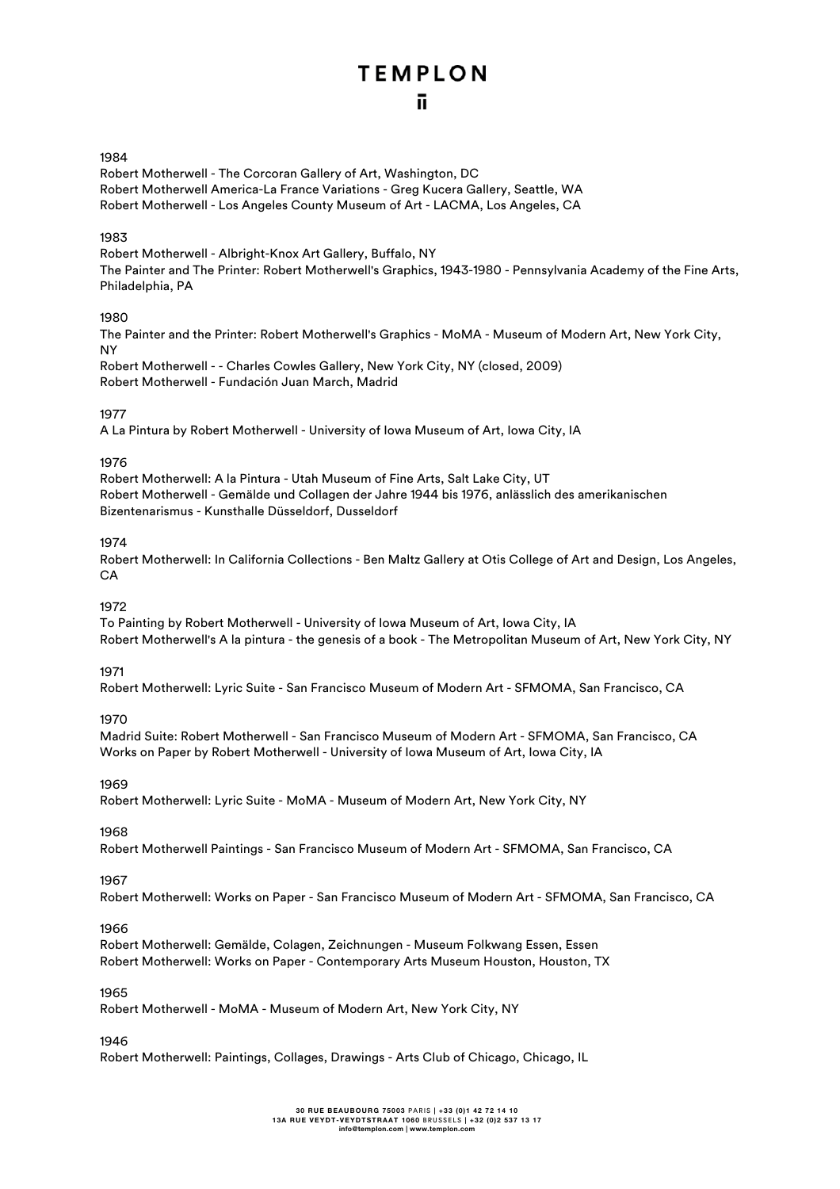1984

Robert Motherwell - The Corcoran Gallery of Art, Washington, DC
Robert Motherwell America-La France Variations - Greg Kucera Gallery, Seattle, WA
Robert Motherwell - Los Angeles County Museum of Art - LACMA, Los Angeles, CA

1983

Robert Motherwell - Albright-Knox Art Gallery, Buffalo, NY
The Painter and The Printer: Robert Motherwell's Graphics, 1943-1980 - Pennsylvania Academy of the Fine Arts, Philadelphia, PA

1980

The Painter and the Printer: Robert Motherwell's Graphics - MoMA - Museum of Modern Art, New York City, NY
Robert Motherwell - - Charles Cowles Gallery, New York City, NY (closed, 2009)
Robert Motherwell - Fundación Juan March, Madrid

1977

A La Pintura by Robert Motherwell - University of Iowa Museum of Art, Iowa City, IA

1976

Robert Motherwell: A la Pintura - Utah Museum of Fine Arts, Salt Lake City, UT
Robert Motherwell - Gemälde und Collagen der Jahre 1944 bis 1976, anlässlich des amerikanischen Bizentenarismus - Kunsthalle Düsseldorf, Dusseldorf

1974

Robert Motherwell: In California Collections - Ben Maltz Gallery at Otis College of Art and Design, Los Angeles, CA

1972

To Painting by Robert Motherwell - University of Iowa Museum of Art, Iowa City, IA
Robert Motherwell's A la pintura - the genesis of a book - The Metropolitan Museum of Art, New York City, NY

1971

Robert Motherwell: Lyric Suite - San Francisco Museum of Modern Art - SFMOMA, San Francisco, CA

1970

Madrid Suite: Robert Motherwell - San Francisco Museum of Modern Art - SFMOMA, San Francisco, CA
Works on Paper by Robert Motherwell - University of Iowa Museum of Art, Iowa City, IA

1969

Robert Motherwell: Lyric Suite - MoMA - Museum of Modern Art, New York City, NY

1968

Robert Motherwell Paintings - San Francisco Museum of Modern Art - SFMOMA, San Francisco, CA

1967

Robert Motherwell: Works on Paper - San Francisco Museum of Modern Art - SFMOMA, San Francisco, CA

1966

Robert Motherwell: Gemälde, Colagen, Zeichnungen - Museum Folkwang Essen, Essen
Robert Motherwell: Works on Paper - Contemporary Arts Museum Houston, Houston, TX

1965

Robert Motherwell - MoMA - Museum of Modern Art, New York City, NY

1946

Robert Motherwell: Paintings, Collages, Drawings - Arts Club of Chicago, Chicago, IL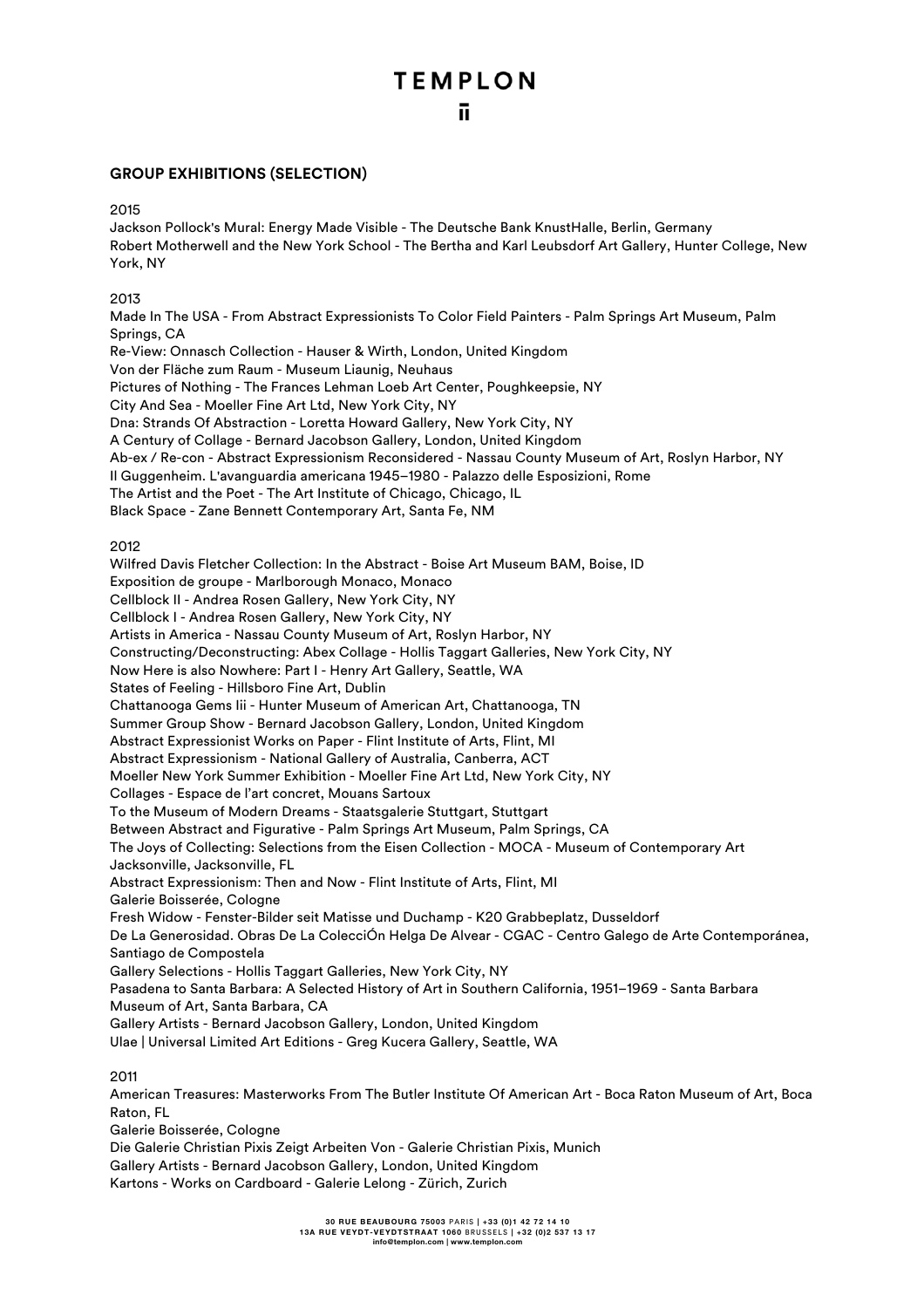## GROUP EXHIBITIONS (SELECTION)

2015

Jackson Pollock's Mural: Energy Made Visible - The Deutsche Bank KnustHalle, Berlin, Germany
Robert Motherwell and the New York School - The Bertha and Karl Leubsdorf Art Gallery, Hunter College, New York, NY

2013

Made In The USA - From Abstract Expressionists To Color Field Painters - Palm Springs Art Museum, Palm Springs, CA
Re-View: Onnasch Collection - Hauser & Wirth, London, United Kingdom
Von der Fläche zum Raum - Museum Liaunig, Neuhaus
Pictures of Nothing - The Frances Lehman Loeb Art Center, Poughkeepsie, NY
City And Sea - Moeller Fine Art Ltd, New York City, NY
Dna: Strands Of Abstraction - Loretta Howard Gallery, New York City, NY
A Century of Collage - Bernard Jacobson Gallery, London, United Kingdom
Ab-ex / Re-con - Abstract Expressionism Reconsidered - Nassau County Museum of Art, Roslyn Harbor, NY
Il Guggenheim. L'avanguardia americana 1945–1980 - Palazzo delle Esposizioni, Rome
The Artist and the Poet - The Art Institute of Chicago, Chicago, IL
Black Space - Zane Bennett Contemporary Art, Santa Fe, NM

2012

Wilfred Davis Fletcher Collection: In the Abstract - Boise Art Museum BAM, Boise, ID
Exposition de groupe - Marlborough Monaco, Monaco
Cellblock II - Andrea Rosen Gallery, New York City, NY
Cellblock I - Andrea Rosen Gallery, New York City, NY
Artists in America - Nassau County Museum of Art, Roslyn Harbor, NY
Constructing/Deconstructing: Abex Collage - Hollis Taggart Galleries, New York City, NY
Now Here is also Nowhere: Part I - Henry Art Gallery, Seattle, WA
States of Feeling - Hillsboro Fine Art, Dublin
Chattanooga Gems Iii - Hunter Museum of American Art, Chattanooga, TN
Summer Group Show - Bernard Jacobson Gallery, London, United Kingdom
Abstract Expressionist Works on Paper - Flint Institute of Arts, Flint, MI
Abstract Expressionism - National Gallery of Australia, Canberra, ACT
Moeller New York Summer Exhibition - Moeller Fine Art Ltd, New York City, NY
Collages - Espace de l'art concret, Mouans Sartoux
To the Museum of Modern Dreams - Staatsgalerie Stuttgart, Stuttgart
Between Abstract and Figurative - Palm Springs Art Museum, Palm Springs, CA
The Joys of Collecting: Selections from the Eisen Collection - MOCA - Museum of Contemporary Art Jacksonville, Jacksonville, FL
Abstract Expressionism: Then and Now - Flint Institute of Arts, Flint, MI
Galerie Boisserée, Cologne
Fresh Widow - Fenster-Bilder seit Matisse und Duchamp - K20 Grabbeplatz, Dusseldorf
De La Generosidad. Obras De La ColecciÓn Helga De Alvear - CGAC - Centro Galego de Arte Contemporánea, Santiago de Compostela
Gallery Selections - Hollis Taggart Galleries, New York City, NY
Pasadena to Santa Barbara: A Selected History of Art in Southern California, 1951–1969 - Santa Barbara Museum of Art, Santa Barbara, CA
Gallery Artists - Bernard Jacobson Gallery, London, United Kingdom
Ulae | Universal Limited Art Editions - Greg Kucera Gallery, Seattle, WA

2011

American Treasures: Masterworks From The Butler Institute Of American Art - Boca Raton Museum of Art, Boca Raton, FL
Galerie Boisserée, Cologne
Die Galerie Christian Pixis Zeigt Arbeiten Von - Galerie Christian Pixis, Munich
Gallery Artists - Bernard Jacobson Gallery, London, United Kingdom
Kartons - Works on Cardboard - Galerie Lelong - Zürich, Zurich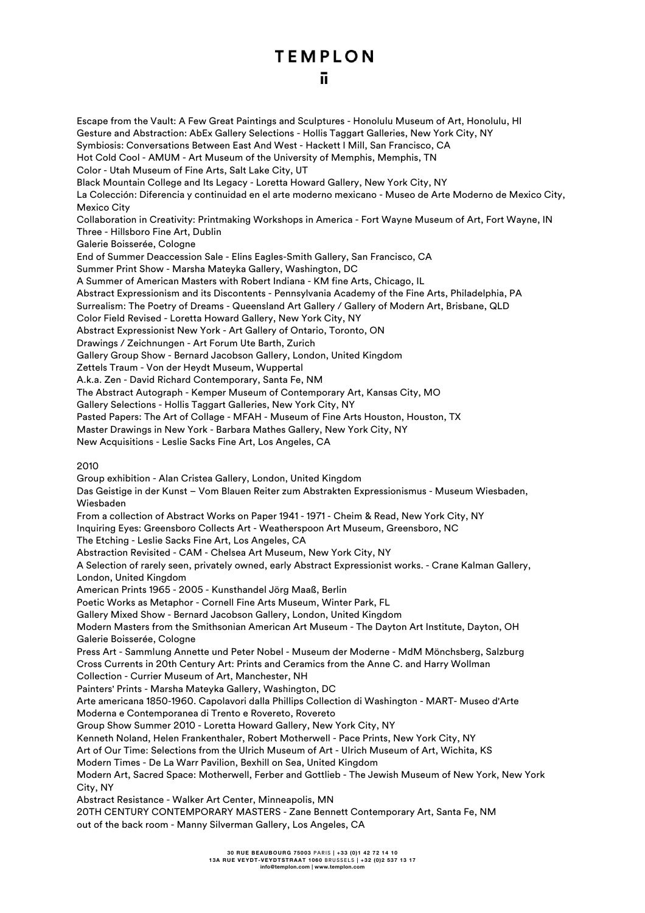Escape from the Vault: A Few Great Paintings and Sculptures - Honolulu Museum of Art, Honolulu, HI
Gesture and Abstraction: AbEx Gallery Selections - Hollis Taggart Galleries, New York City, NY
Symbiosis: Conversations Between East And West - Hackett I Mill, San Francisco, CA
Hot Cold Cool - AMUM - Art Museum of the University of Memphis, Memphis, TN
Color - Utah Museum of Fine Arts, Salt Lake City, UT
Black Mountain College and Its Legacy - Loretta Howard Gallery, New York City, NY
La Colección: Diferencia y continuidad en el arte moderno mexicano - Museo de Arte Moderno de Mexico City, Mexico City
Collaboration in Creativity: Printmaking Workshops in America - Fort Wayne Museum of Art, Fort Wayne, IN
Three - Hillsboro Fine Art, Dublin
Galerie Boisserée, Cologne
End of Summer Deaccession Sale - Elins Eagles-Smith Gallery, San Francisco, CA
Summer Print Show - Marsha Mateyka Gallery, Washington, DC
A Summer of American Masters with Robert Indiana - KM fine Arts, Chicago, IL
Abstract Expressionism and its Discontents - Pennsylvania Academy of the Fine Arts, Philadelphia, PA
Surrealism: The Poetry of Dreams - Queensland Art Gallery / Gallery of Modern Art, Brisbane, QLD
Color Field Revised - Loretta Howard Gallery, New York City, NY
Abstract Expressionist New York - Art Gallery of Ontario, Toronto, ON
Drawings / Zeichnungen - Art Forum Ute Barth, Zurich
Gallery Group Show - Bernard Jacobson Gallery, London, United Kingdom
Zettels Traum - Von der Heydt Museum, Wuppertal
A.k.a. Zen - David Richard Contemporary, Santa Fe, NM
The Abstract Autograph - Kemper Museum of Contemporary Art, Kansas City, MO
Gallery Selections - Hollis Taggart Galleries, New York City, NY
Pasted Papers: The Art of Collage - MFAH - Museum of Fine Arts Houston, Houston, TX
Master Drawings in New York - Barbara Mathes Gallery, New York City, NY
New Acquisitions - Leslie Sacks Fine Art, Los Angeles, CA

2010
Group exhibition - Alan Cristea Gallery, London, United Kingdom
Das Geistige in der Kunst – Vom Blauen Reiter zum Abstrakten Expressionismus - Museum Wiesbaden, Wiesbaden
From a collection of Abstract Works on Paper 1941 - 1971 - Cheim & Read, New York City, NY
Inquiring Eyes: Greensboro Collects Art - Weatherspoon Art Museum, Greensboro, NC
The Etching - Leslie Sacks Fine Art, Los Angeles, CA
Abstraction Revisited - CAM - Chelsea Art Museum, New York City, NY
A Selection of rarely seen, privately owned, early Abstract Expressionist works. - Crane Kalman Gallery, London, United Kingdom
American Prints 1965 - 2005 - Kunsthandel Jörg Maaß, Berlin
Poetic Works as Metaphor - Cornell Fine Arts Museum, Winter Park, FL
Gallery Mixed Show - Bernard Jacobson Gallery, London, United Kingdom
Modern Masters from the Smithsonian American Art Museum - The Dayton Art Institute, Dayton, OH
Galerie Boisserée, Cologne
Press Art - Sammlung Annette und Peter Nobel - Museum der Moderne - MdM Mönchsberg, Salzburg
Cross Currents in 20th Century Art: Prints and Ceramics from the Anne C. and Harry Wollman Collection - Currier Museum of Art, Manchester, NH
Painters' Prints - Marsha Mateyka Gallery, Washington, DC
Arte americana 1850-1960. Capolavori dalla Phillips Collection di Washington - MART- Museo d'Arte Moderna e Contemporanea di Trento e Rovereto, Rovereto
Group Show Summer 2010 - Loretta Howard Gallery, New York City, NY
Kenneth Noland, Helen Frankenthaler, Robert Motherwell - Pace Prints, New York City, NY
Art of Our Time: Selections from the Ulrich Museum of Art - Ulrich Museum of Art, Wichita, KS
Modern Times - De La Warr Pavilion, Bexhill on Sea, United Kingdom
Modern Art, Sacred Space: Motherwell, Ferber and Gottlieb - The Jewish Museum of New York, New York City, NY
Abstract Resistance - Walker Art Center, Minneapolis, MN
20TH CENTURY CONTEMPORARY MASTERS - Zane Bennett Contemporary Art, Santa Fe, NM
out of the back room - Manny Silverman Gallery, Los Angeles, CA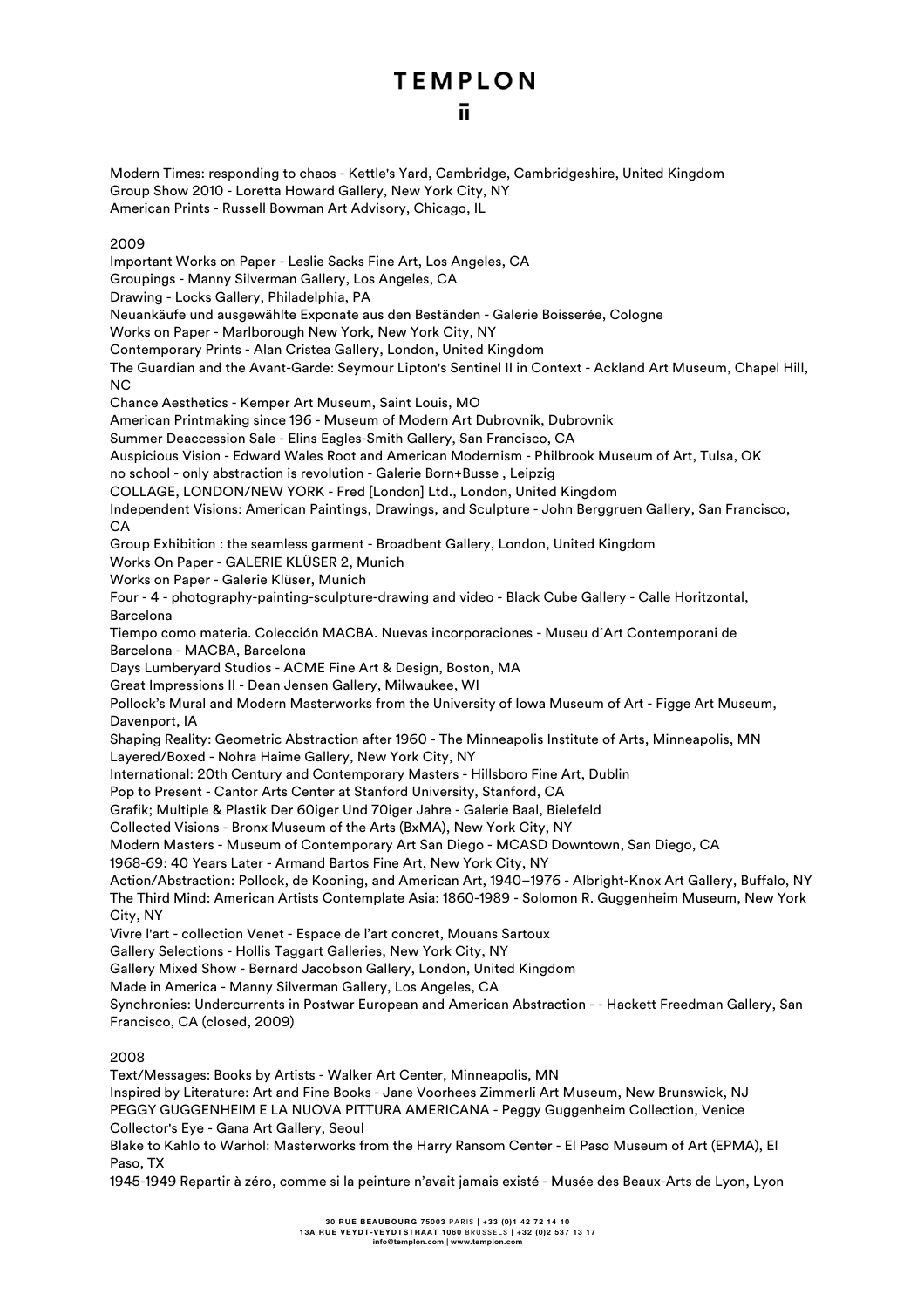Modern Times: responding to chaos - Kettle's Yard, Cambridge, Cambridgeshire, United Kingdom
Group Show 2010 - Loretta Howard Gallery, New York City, NY
American Prints - Russell Bowman Art Advisory, Chicago, IL

2009

Important Works on Paper - Leslie Sacks Fine Art, Los Angeles, CA
Groupings - Manny Silverman Gallery, Los Angeles, CA
Drawing - Locks Gallery, Philadelphia, PA
Neuankäufe und ausgewählte Exponate aus den Beständen - Galerie Boisserée, Cologne
Works on Paper - Marlborough New York, New York City, NY
Contemporary Prints - Alan Cristea Gallery, London, United Kingdom
The Guardian and the Avant-Garde: Seymour Lipton's Sentinel II in Context - Ackland Art Museum, Chapel Hill, NC
Chance Aesthetics - Kemper Art Museum, Saint Louis, MO
American Printmaking since 196 - Museum of Modern Art Dubrovnik, Dubrovnik
Summer Deaccession Sale - Elins Eagles-Smith Gallery, San Francisco, CA
Auspicious Vision - Edward Wales Root and American Modernism - Philbrook Museum of Art, Tulsa, OK
no school - only abstraction is revolution - Galerie Born+Busse , Leipzig
COLLAGE, LONDON/NEW YORK - Fred [London] Ltd., London, United Kingdom
Independent Visions: American Paintings, Drawings, and Sculpture - John Berggruen Gallery, San Francisco, CA
Group Exhibition : the seamless garment - Broadbent Gallery, London, United Kingdom
Works On Paper - GALERIE KLÜSER 2, Munich
Works on Paper - Galerie Klüser, Munich
Four - 4 - photography-painting-sculpture-drawing and video - Black Cube Gallery - Calle Horitzontal, Barcelona
Tiempo como materia. Colección MACBA. Nuevas incorporaciones - Museu d´Art Contemporani de Barcelona - MACBA, Barcelona
Days Lumberyard Studios - ACME Fine Art & Design, Boston, MA
Great Impressions II - Dean Jensen Gallery, Milwaukee, WI
Pollock's Mural and Modern Masterworks from the University of Iowa Museum of Art - Figge Art Museum, Davenport, IA
Shaping Reality: Geometric Abstraction after 1960 - The Minneapolis Institute of Arts, Minneapolis, MN
Layered/Boxed - Nohra Haime Gallery, New York City, NY
International: 20th Century and Contemporary Masters - Hillsboro Fine Art, Dublin
Pop to Present - Cantor Arts Center at Stanford University, Stanford, CA
Grafik; Multiple & Plastik Der 60iger Und 70iger Jahre - Galerie Baal, Bielefeld
Collected Visions - Bronx Museum of the Arts (BxMA), New York City, NY
Modern Masters - Museum of Contemporary Art San Diego - MCASD Downtown, San Diego, CA
1968-69: 40 Years Later - Armand Bartos Fine Art, New York City, NY
Action/Abstraction: Pollock, de Kooning, and American Art, 1940–1976 - Albright-Knox Art Gallery, Buffalo, NY
The Third Mind: American Artists Contemplate Asia: 1860-1989 - Solomon R. Guggenheim Museum, New York City, NY
Vivre l'art - collection Venet - Espace de l'art concret, Mouans Sartoux
Gallery Selections - Hollis Taggart Galleries, New York City, NY
Gallery Mixed Show - Bernard Jacobson Gallery, London, United Kingdom
Made in America - Manny Silverman Gallery, Los Angeles, CA
Synchronies: Undercurrents in Postwar European and American Abstraction - - Hackett Freedman Gallery, San Francisco, CA (closed, 2009)

2008

Text/Messages: Books by Artists - Walker Art Center, Minneapolis, MN
Inspired by Literature: Art and Fine Books - Jane Voorhees Zimmerli Art Museum, New Brunswick, NJ
PEGGY GUGGENHEIM E LA NUOVA PITTURA AMERICANA - Peggy Guggenheim Collection, Venice
Collector's Eye - Gana Art Gallery, Seoul
Blake to Kahlo to Warhol: Masterworks from the Harry Ransom Center - El Paso Museum of Art (EPMA), El Paso, TX
1945-1949 Repartir à zéro, comme si la peinture n'avait jamais existé - Musée des Beaux-Arts de Lyon, Lyon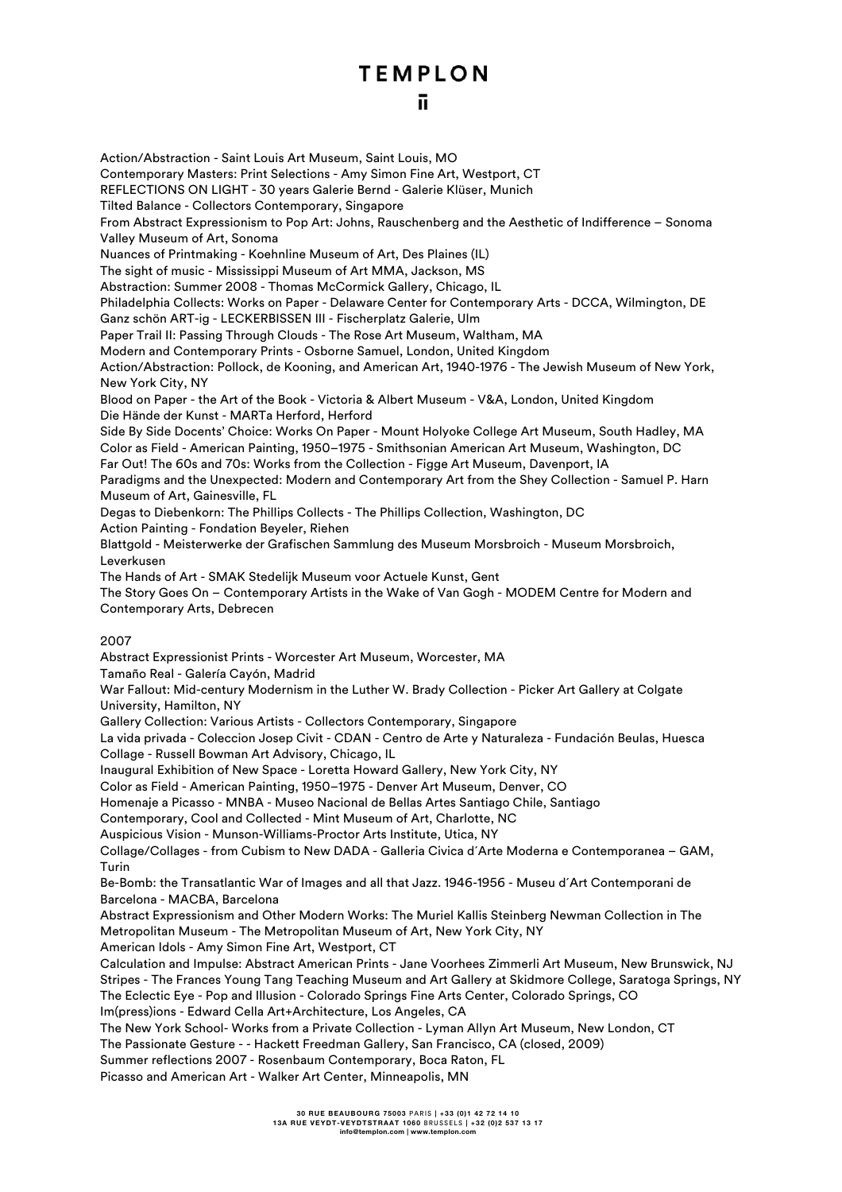Action/Abstraction - Saint Louis Art Museum, Saint Louis, MO
Contemporary Masters: Print Selections - Amy Simon Fine Art, Westport, CT
REFLECTIONS ON LIGHT - 30 years Galerie Bernd - Galerie Klüser, Munich
Tilted Balance - Collectors Contemporary, Singapore
From Abstract Expressionism to Pop Art: Johns, Rauschenberg and the Aesthetic of Indifference – Sonoma Valley Museum of Art, Sonoma
Nuances of Printmaking - Koehnline Museum of Art, Des Plaines (IL)
The sight of music - Mississippi Museum of Art MMA, Jackson, MS
Abstraction: Summer 2008 - Thomas McCormick Gallery, Chicago, IL
Philadelphia Collects: Works on Paper - Delaware Center for Contemporary Arts - DCCA, Wilmington, DE
Ganz schön ART-ig - LECKERBISSEN III - Fischerplatz Galerie, Ulm
Paper Trail II: Passing Through Clouds - The Rose Art Museum, Waltham, MA
Modern and Contemporary Prints - Osborne Samuel, London, United Kingdom
Action/Abstraction: Pollock, de Kooning, and American Art, 1940-1976 - The Jewish Museum of New York, New York City, NY
Blood on Paper - the Art of the Book - Victoria & Albert Museum - V&A, London, United Kingdom
Die Hände der Kunst - MARTa Herford, Herford
Side By Side Docents' Choice: Works On Paper - Mount Holyoke College Art Museum, South Hadley, MA
Color as Field - American Painting, 1950–1975 - Smithsonian American Art Museum, Washington, DC
Far Out! The 60s and 70s: Works from the Collection - Figge Art Museum, Davenport, IA
Paradigms and the Unexpected: Modern and Contemporary Art from the Shey Collection - Samuel P. Harn Museum of Art, Gainesville, FL
Degas to Diebenkorn: The Phillips Collects - The Phillips Collection, Washington, DC
Action Painting - Fondation Beyeler, Riehen
Blattgold - Meisterwerke der Grafischen Sammlung des Museum Morsbroich - Museum Morsbroich, Leverkusen
The Hands of Art - SMAK Stedelijk Museum voor Actuele Kunst, Gent
The Story Goes On – Contemporary Artists in the Wake of Van Gogh - MODEM Centre for Modern and Contemporary Arts, Debrecen

2007

Abstract Expressionist Prints - Worcester Art Museum, Worcester, MA
Tamaño Real - Galería Cayón, Madrid
War Fallout: Mid-century Modernism in the Luther W. Brady Collection - Picker Art Gallery at Colgate University, Hamilton, NY
Gallery Collection: Various Artists - Collectors Contemporary, Singapore
La vida privada - Coleccion Josep Civit - CDAN - Centro de Arte y Naturaleza - Fundación Beulas, Huesca
Collage - Russell Bowman Art Advisory, Chicago, IL
Inaugural Exhibition of New Space - Loretta Howard Gallery, New York City, NY
Color as Field - American Painting, 1950–1975 - Denver Art Museum, Denver, CO
Homenaje a Picasso - MNBA - Museo Nacional de Bellas Artes Santiago Chile, Santiago
Contemporary, Cool and Collected - Mint Museum of Art, Charlotte, NC
Auspicious Vision - Munson-Williams-Proctor Arts Institute, Utica, NY
Collage/Collages - from Cubism to New DADA - Galleria Civica d´Arte Moderna e Contemporanea – GAM, Turin
Be-Bomb: the Transatlantic War of Images and all that Jazz. 1946-1956 - Museu d´Art Contemporani de Barcelona - MACBA, Barcelona
Abstract Expressionism and Other Modern Works: The Muriel Kallis Steinberg Newman Collection in The Metropolitan Museum - The Metropolitan Museum of Art, New York City, NY
American Idols - Amy Simon Fine Art, Westport, CT
Calculation and Impulse: Abstract American Prints - Jane Voorhees Zimmerli Art Museum, New Brunswick, NJ
Stripes - The Frances Young Tang Teaching Museum and Art Gallery at Skidmore College, Saratoga Springs, NY
The Eclectic Eye - Pop and Illusion - Colorado Springs Fine Arts Center, Colorado Springs, CO
Im(press)ions - Edward Cella Art+Architecture, Los Angeles, CA
The New York School- Works from a Private Collection - Lyman Allyn Art Museum, New London, CT
The Passionate Gesture - - Hackett Freedman Gallery, San Francisco, CA (closed, 2009)
Summer reflections 2007 - Rosenbaum Contemporary, Boca Raton, FL
Picasso and American Art - Walker Art Center, Minneapolis, MN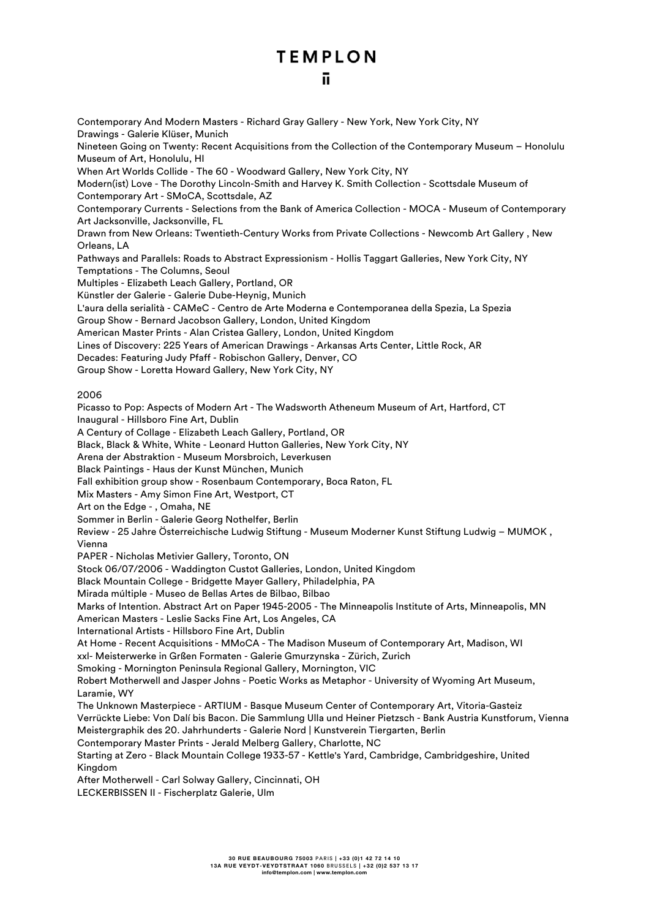Contemporary And Modern Masters - Richard Gray Gallery - New York, New York City, NY
Drawings - Galerie Klüser, Munich
Nineteen Going on Twenty: Recent Acquisitions from the Collection of the Contemporary Museum – Honolulu Museum of Art, Honolulu, HI
When Art Worlds Collide - The 60 - Woodward Gallery, New York City, NY
Modern(ist) Love - The Dorothy Lincoln-Smith and Harvey K. Smith Collection - Scottsdale Museum of Contemporary Art - SMoCA, Scottsdale, AZ
Contemporary Currents - Selections from the Bank of America Collection - MOCA - Museum of Contemporary Art Jacksonville, Jacksonville, FL
Drawn from New Orleans: Twentieth-Century Works from Private Collections - Newcomb Art Gallery , New Orleans, LA
Pathways and Parallels: Roads to Abstract Expressionism - Hollis Taggart Galleries, New York City, NY
Temptations - The Columns, Seoul
Multiples - Elizabeth Leach Gallery, Portland, OR
Künstler der Galerie - Galerie Dube-Heynig, Munich
L'aura della serialità - CAMeC - Centro de Arte Moderna e Contemporanea della Spezia, La Spezia
Group Show - Bernard Jacobson Gallery, London, United Kingdom
American Master Prints - Alan Cristea Gallery, London, United Kingdom
Lines of Discovery: 225 Years of American Drawings - Arkansas Arts Center, Little Rock, AR
Decades: Featuring Judy Pfaff - Robischon Gallery, Denver, CO
Group Show - Loretta Howard Gallery, New York City, NY

2006

Picasso to Pop: Aspects of Modern Art - The Wadsworth Atheneum Museum of Art, Hartford, CT
Inaugural - Hillsboro Fine Art, Dublin
A Century of Collage - Elizabeth Leach Gallery, Portland, OR
Black, Black & White, White - Leonard Hutton Galleries, New York City, NY
Arena der Abstraktion - Museum Morsbroich, Leverkusen
Black Paintings - Haus der Kunst München, Munich
Fall exhibition group show - Rosenbaum Contemporary, Boca Raton, FL
Mix Masters - Amy Simon Fine Art, Westport, CT
Art on the Edge - , Omaha, NE
Sommer in Berlin - Galerie Georg Nothelfer, Berlin
Review - 25 Jahre Österreichische Ludwig Stiftung - Museum Moderner Kunst Stiftung Ludwig – MUMOK , Vienna
PAPER - Nicholas Metivier Gallery, Toronto, ON
Stock 06/07/2006 - Waddington Custot Galleries, London, United Kingdom
Black Mountain College - Bridgette Mayer Gallery, Philadelphia, PA
Mirada múltiple - Museo de Bellas Artes de Bilbao, Bilbao
Marks of Intention. Abstract Art on Paper 1945-2005 - The Minneapolis Institute of Arts, Minneapolis, MN
American Masters - Leslie Sacks Fine Art, Los Angeles, CA
International Artists - Hillsboro Fine Art, Dublin
At Home - Recent Acquisitions - MMoCA - The Madison Museum of Contemporary Art, Madison, WI
xxl- Meisterwerke in Grßen Formaten - Galerie Gmurzynska - Zürich, Zurich
Smoking - Mornington Peninsula Regional Gallery, Mornington, VIC
Robert Motherwell and Jasper Johns - Poetic Works as Metaphor - University of Wyoming Art Museum, Laramie, WY
The Unknown Masterpiece - ARTIUM - Basque Museum Center of Contemporary Art, Vitoria-Gasteiz
Verrückte Liebe: Von Dalí bis Bacon. Die Sammlung Ulla und Heiner Pietzsch - Bank Austria Kunstforum, Vienna
Meistergraphik des 20. Jahrhunderts - Galerie Nord | Kunstverein Tiergarten, Berlin
Contemporary Master Prints - Jerald Melberg Gallery, Charlotte, NC
Starting at Zero - Black Mountain College 1933-57 - Kettle's Yard, Cambridge, Cambridgeshire, United Kingdom
After Motherwell - Carl Solway Gallery, Cincinnati, OH
LECKERBISSEN II - Fischerplatz Galerie, Ulm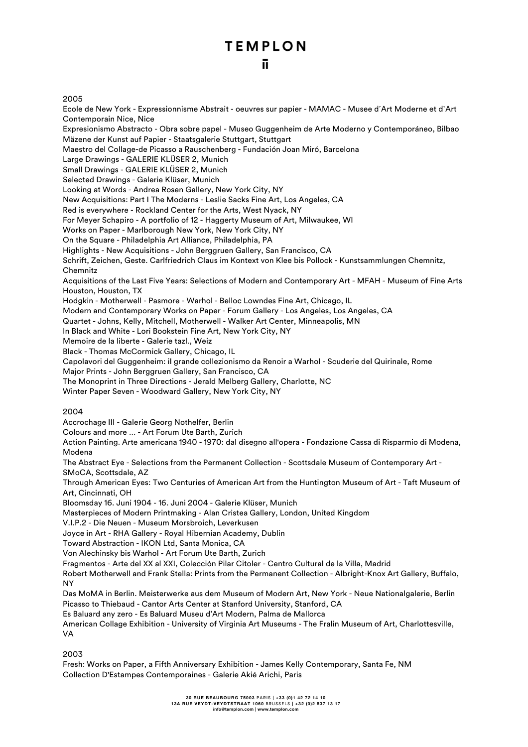2005

Ecole de New York - Expressionnisme Abstrait - oeuvres sur papier - MAMAC - Musee d´Art Moderne et d`Art Contemporain Nice, Nice
Expresionismo Abstracto - Obra sobre papel - Museo Guggenheim de Arte Moderno y Contemporáneo, Bilbao
Mäzene der Kunst auf Papier - Staatsgalerie Stuttgart, Stuttgart
Maestro del Collage-de Picasso a Rauschenberg - Fundación Joan Miró, Barcelona
Large Drawings - GALERIE KLÜSER 2, Munich
Small Drawings - GALERIE KLÜSER 2, Munich
Selected Drawings - Galerie Klüser, Munich
Looking at Words - Andrea Rosen Gallery, New York City, NY
New Acquisitions: Part I The Moderns - Leslie Sacks Fine Art, Los Angeles, CA
Red is everywhere - Rockland Center for the Arts, West Nyack, NY
For Meyer Schapiro - A portfolio of 12 - Haggerty Museum of Art, Milwaukee, WI
Works on Paper - Marlborough New York, New York City, NY
On the Square - Philadelphia Art Alliance, Philadelphia, PA
Highlights - New Acquisitions - John Berggruen Gallery, San Francisco, CA
Schrift, Zeichen, Geste. Carlfriedrich Claus im Kontext von Klee bis Pollock - Kunstsammlungen Chemnitz, Chemnitz
Acquisitions of the Last Five Years: Selections of Modern and Contemporary Art - MFAH - Museum of Fine Arts Houston, Houston, TX
Hodgkin - Motherwell - Pasmore - Warhol - Belloc Lowndes Fine Art, Chicago, IL
Modern and Contemporary Works on Paper - Forum Gallery - Los Angeles, Los Angeles, CA
Quartet - Johns, Kelly, Mitchell, Motherwell - Walker Art Center, Minneapolis, MN
In Black and White - Lori Bookstein Fine Art, New York City, NY
Memoire de la liberte - Galerie tazl., Weiz
Black - Thomas McCormick Gallery, Chicago, IL
Capolavori del Guggenheim: il grande collezionismo da Renoir a Warhol - Scuderie del Quirinale, Rome
Major Prints - John Berggruen Gallery, San Francisco, CA
The Monoprint in Three Directions - Jerald Melberg Gallery, Charlotte, NC
Winter Paper Seven - Woodward Gallery, New York City, NY

2004

Accrochage III - Galerie Georg Nothelfer, Berlin
Colours and more ... - Art Forum Ute Barth, Zurich
Action Painting. Arte americana 1940 - 1970: dal disegno all'opera - Fondazione Cassa di Risparmio di Modena, Modena
The Abstract Eye - Selections from the Permanent Collection - Scottsdale Museum of Contemporary Art - SMoCA, Scottsdale, AZ
Through American Eyes: Two Centuries of American Art from the Huntington Museum of Art - Taft Museum of Art, Cincinnati, OH
Bloomsday 16. Juni 1904 - 16. Juni 2004 - Galerie Klüser, Munich
Masterpieces of Modern Printmaking - Alan Cristea Gallery, London, United Kingdom
V.I.P.2 - Die Neuen - Museum Morsbroich, Leverkusen
Joyce in Art - RHA Gallery - Royal Hibernian Academy, Dublin
Toward Abstraction - IKON Ltd, Santa Monica, CA
Von Alechinsky bis Warhol - Art Forum Ute Barth, Zurich
Fragmentos - Arte del XX al XXI, Colección Pilar Citoler - Centro Cultural de la Villa, Madrid
Robert Motherwell and Frank Stella: Prints from the Permanent Collection - Albright-Knox Art Gallery, Buffalo, NY
Das MoMA in Berlin. Meisterwerke aus dem Museum of Modern Art, New York - Neue Nationalgalerie, Berlin
Picasso to Thiebaud - Cantor Arts Center at Stanford University, Stanford, CA
Es Baluard any zero - Es Baluard Museu d'Art Modern, Palma de Mallorca
American Collage Exhibition - University of Virginia Art Museums - The Fralin Museum of Art, Charlottesville, VA

2003

Fresh: Works on Paper, a Fifth Anniversary Exhibition - James Kelly Contemporary, Santa Fe, NM
Collection D'Estampes Contemporaines - Galerie Akié Arichi, Paris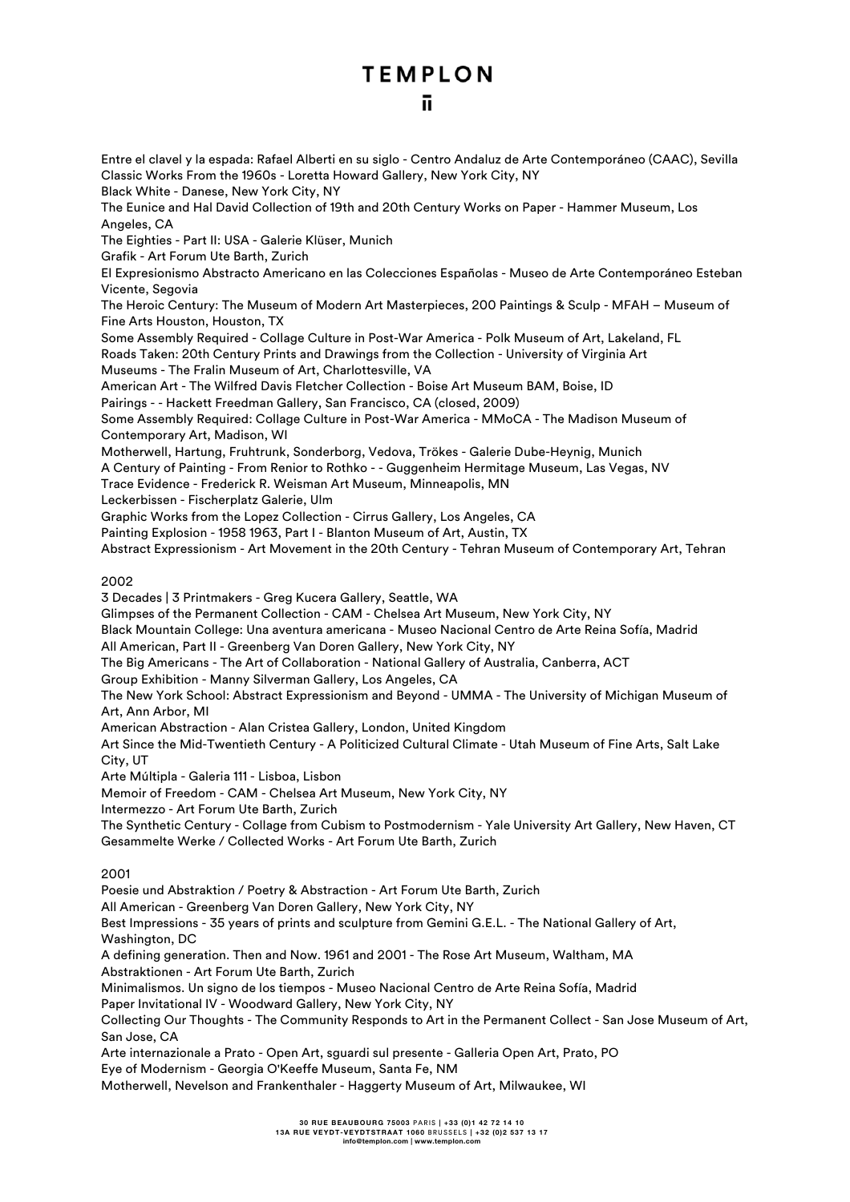Entre el clavel y la espada: Rafael Alberti en su siglo - Centro Andaluz de Arte Contemporáneo (CAAC), Sevilla
Classic Works From the 1960s - Loretta Howard Gallery, New York City, NY
Black White - Danese, New York City, NY
The Eunice and Hal David Collection of 19th and 20th Century Works on Paper - Hammer Museum, Los Angeles, CA
The Eighties - Part II: USA - Galerie Klüser, Munich
Grafik - Art Forum Ute Barth, Zurich
El Expresionismo Abstracto Americano en las Colecciones Españolas - Museo de Arte Contemporáneo Esteban Vicente, Segovia
The Heroic Century: The Museum of Modern Art Masterpieces, 200 Paintings & Sculp - MFAH – Museum of Fine Arts Houston, Houston, TX
Some Assembly Required - Collage Culture in Post-War America - Polk Museum of Art, Lakeland, FL
Roads Taken: 20th Century Prints and Drawings from the Collection - University of Virginia Art Museums - The Fralin Museum of Art, Charlottesville, VA
American Art - The Wilfred Davis Fletcher Collection - Boise Art Museum BAM, Boise, ID
Pairings - - Hackett Freedman Gallery, San Francisco, CA (closed, 2009)
Some Assembly Required: Collage Culture in Post-War America - MMoCA - The Madison Museum of Contemporary Art, Madison, WI
Motherwell, Hartung, Fruhtrunk, Sonderborg, Vedova, Trökes - Galerie Dube-Heynig, Munich
A Century of Painting - From Renior to Rothko - - Guggenheim Hermitage Museum, Las Vegas, NV
Trace Evidence - Frederick R. Weisman Art Museum, Minneapolis, MN
Leckerbissen - Fischerplatz Galerie, Ulm
Graphic Works from the Lopez Collection - Cirrus Gallery, Los Angeles, CA
Painting Explosion - 1958 1963, Part I - Blanton Museum of Art, Austin, TX
Abstract Expressionism - Art Movement in the 20th Century - Tehran Museum of Contemporary Art, Tehran

2002

3 Decades | 3 Printmakers - Greg Kucera Gallery, Seattle, WA
Glimpses of the Permanent Collection - CAM - Chelsea Art Museum, New York City, NY
Black Mountain College: Una aventura americana - Museo Nacional Centro de Arte Reina Sofía, Madrid
All American, Part II - Greenberg Van Doren Gallery, New York City, NY
The Big Americans - The Art of Collaboration - National Gallery of Australia, Canberra, ACT
Group Exhibition - Manny Silverman Gallery, Los Angeles, CA
The New York School: Abstract Expressionism and Beyond - UMMA - The University of Michigan Museum of Art, Ann Arbor, MI
American Abstraction - Alan Cristea Gallery, London, United Kingdom
Art Since the Mid-Twentieth Century - A Politicized Cultural Climate - Utah Museum of Fine Arts, Salt Lake City, UT
Arte Múltipla - Galeria 111 - Lisboa, Lisbon
Memoir of Freedom - CAM - Chelsea Art Museum, New York City, NY
Intermezzo - Art Forum Ute Barth, Zurich
The Synthetic Century - Collage from Cubism to Postmodernism - Yale University Art Gallery, New Haven, CT
Gesammelte Werke / Collected Works - Art Forum Ute Barth, Zurich

2001

Poesie und Abstraktion / Poetry & Abstraction - Art Forum Ute Barth, Zurich
All American - Greenberg Van Doren Gallery, New York City, NY
Best Impressions - 35 years of prints and sculpture from Gemini G.E.L. - The National Gallery of Art, Washington, DC
A defining generation. Then and Now. 1961 and 2001 - The Rose Art Museum, Waltham, MA
Abstraktionen - Art Forum Ute Barth, Zurich
Minimalismos. Un signo de los tiempos - Museo Nacional Centro de Arte Reina Sofía, Madrid
Paper Invitational IV - Woodward Gallery, New York City, NY
Collecting Our Thoughts - The Community Responds to Art in the Permanent Collect - San Jose Museum of Art, San Jose, CA
Arte internazionale a Prato - Open Art, sguardi sul presente - Galleria Open Art, Prato, PO
Eye of Modernism - Georgia O'Keeffe Museum, Santa Fe, NM
Motherwell, Nevelson and Frankenthaler - Haggerty Museum of Art, Milwaukee, WI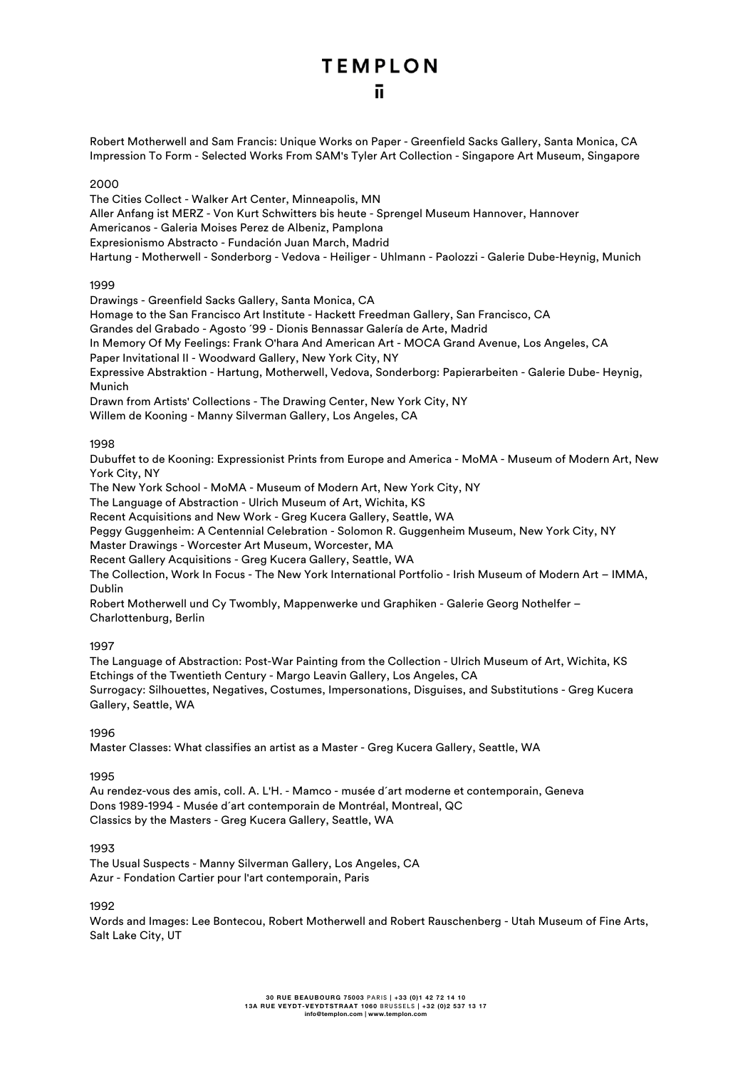Robert Motherwell and Sam Francis: Unique Works on Paper - Greenfield Sacks Gallery, Santa Monica, CA
Impression To Form - Selected Works From SAM's Tyler Art Collection - Singapore Art Museum, Singapore

2000

The Cities Collect - Walker Art Center, Minneapolis, MN
Aller Anfang ist MERZ - Von Kurt Schwitters bis heute - Sprengel Museum Hannover, Hannover
Americanos - Galeria Moises Perez de Albeniz, Pamplona
Expresionismo Abstracto - Fundación Juan March, Madrid
Hartung - Motherwell - Sonderborg - Vedova - Heiliger - Uhlmann - Paolozzi - Galerie Dube-Heynig, Munich

1999

Drawings - Greenfield Sacks Gallery, Santa Monica, CA
Homage to the San Francisco Art Institute - Hackett Freedman Gallery, San Francisco, CA
Grandes del Grabado - Agosto ´99 - Dionis Bennassar Galería de Arte, Madrid
In Memory Of My Feelings: Frank O'hara And American Art - MOCA Grand Avenue, Los Angeles, CA
Paper Invitational II - Woodward Gallery, New York City, NY
Expressive Abstraktion - Hartung, Motherwell, Vedova, Sonderborg: Papierarbeiten - Galerie Dube- Heynig, Munich
Drawn from Artists' Collections - The Drawing Center, New York City, NY
Willem de Kooning - Manny Silverman Gallery, Los Angeles, CA

1998

Dubuffet to de Kooning: Expressionist Prints from Europe and America - MoMA - Museum of Modern Art, New York City, NY
The New York School - MoMA - Museum of Modern Art, New York City, NY
The Language of Abstraction - Ulrich Museum of Art, Wichita, KS
Recent Acquisitions and New Work - Greg Kucera Gallery, Seattle, WA
Peggy Guggenheim: A Centennial Celebration - Solomon R. Guggenheim Museum, New York City, NY
Master Drawings - Worcester Art Museum, Worcester, MA
Recent Gallery Acquisitions - Greg Kucera Gallery, Seattle, WA
The Collection, Work In Focus - The New York International Portfolio - Irish Museum of Modern Art – IMMA, Dublin
Robert Motherwell und Cy Twombly, Mappenwerke und Graphiken - Galerie Georg Nothelfer – Charlottenburg, Berlin

1997

The Language of Abstraction: Post-War Painting from the Collection - Ulrich Museum of Art, Wichita, KS
Etchings of the Twentieth Century - Margo Leavin Gallery, Los Angeles, CA
Surrogacy: Silhouettes, Negatives, Costumes, Impersonations, Disguises, and Substitutions - Greg Kucera Gallery, Seattle, WA

1996

Master Classes: What classifies an artist as a Master - Greg Kucera Gallery, Seattle, WA

1995

Au rendez-vous des amis, coll. A. L'H. - Mamco - musée d´art moderne et contemporain, Geneva
Dons 1989-1994 - Musée d´art contemporain de Montréal, Montreal, QC
Classics by the Masters - Greg Kucera Gallery, Seattle, WA

1993

The Usual Suspects - Manny Silverman Gallery, Los Angeles, CA
Azur - Fondation Cartier pour l'art contemporain, Paris

1992

Words and Images: Lee Bontecou, Robert Motherwell and Robert Rauschenberg - Utah Museum of Fine Arts, Salt Lake City, UT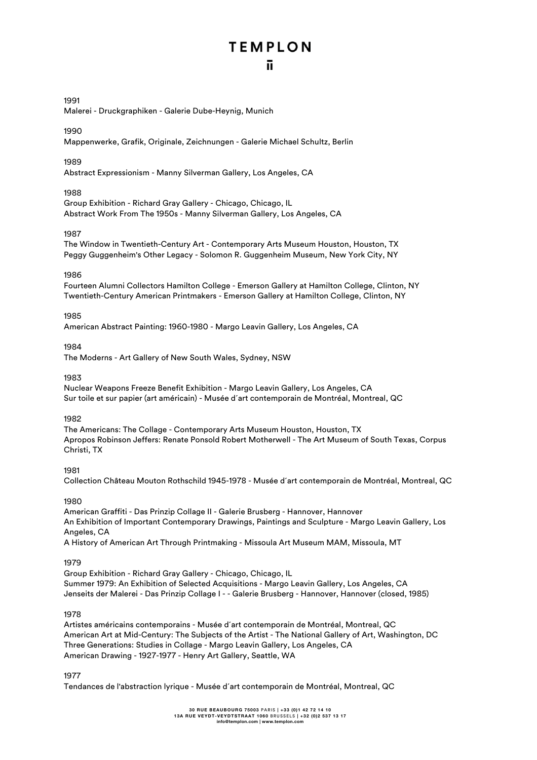1991

Malerei - Druckgraphiken - Galerie Dube-Heynig, Munich

1990

Mappenwerke, Grafik, Originale, Zeichnungen - Galerie Michael Schultz, Berlin

1989

Abstract Expressionism - Manny Silverman Gallery, Los Angeles, CA

1988

Group Exhibition - Richard Gray Gallery - Chicago, Chicago, IL
Abstract Work From The 1950s - Manny Silverman Gallery, Los Angeles, CA

1987

The Window in Twentieth-Century Art - Contemporary Arts Museum Houston, Houston, TX
Peggy Guggenheim's Other Legacy - Solomon R. Guggenheim Museum, New York City, NY

1986

Fourteen Alumni Collectors Hamilton College - Emerson Gallery at Hamilton College, Clinton, NY
Twentieth-Century American Printmakers - Emerson Gallery at Hamilton College, Clinton, NY

1985

American Abstract Painting: 1960-1980 - Margo Leavin Gallery, Los Angeles, CA

1984

The Moderns - Art Gallery of New South Wales, Sydney, NSW

1983

Nuclear Weapons Freeze Benefit Exhibition - Margo Leavin Gallery, Los Angeles, CA
Sur toile et sur papier (art américain) - Musée d´art contemporain de Montréal, Montreal, QC

1982

The Americans: The Collage - Contemporary Arts Museum Houston, Houston, TX
Apropos Robinson Jeffers: Renate Ponsold Robert Motherwell - The Art Museum of South Texas, Corpus Christi, TX

1981

Collection Château Mouton Rothschild 1945-1978 - Musée d´art contemporain de Montréal, Montreal, QC

1980

American Graffiti - Das Prinzip Collage II - Galerie Brusberg - Hannover, Hannover
An Exhibition of Important Contemporary Drawings, Paintings and Sculpture - Margo Leavin Gallery, Los Angeles, CA
A History of American Art Through Printmaking - Missoula Art Museum MAM, Missoula, MT

1979

Group Exhibition - Richard Gray Gallery - Chicago, Chicago, IL
Summer 1979: An Exhibition of Selected Acquisitions - Margo Leavin Gallery, Los Angeles, CA
Jenseits der Malerei - Das Prinzip Collage I - - Galerie Brusberg - Hannover, Hannover (closed, 1985)

1978

Artistes américains contemporains - Musée d´art contemporain de Montréal, Montreal, QC
American Art at Mid-Century: The Subjects of the Artist - The National Gallery of Art, Washington, DC
Three Generations: Studies in Collage - Margo Leavin Gallery, Los Angeles, CA
American Drawing - 1927-1977 - Henry Art Gallery, Seattle, WA

1977

Tendances de l'abstraction lyrique - Musée d´art contemporain de Montréal, Montreal, QC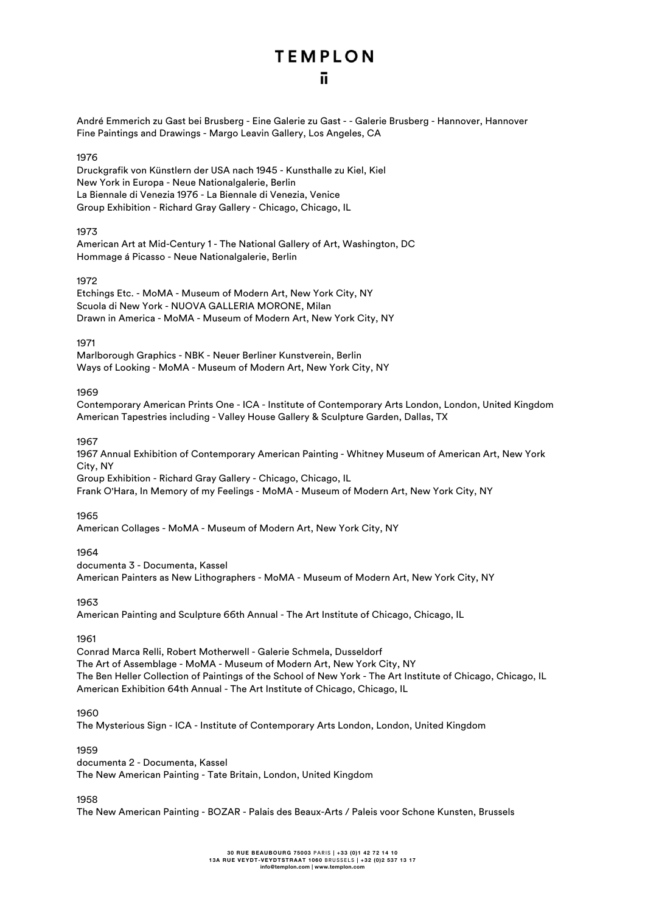André Emmerich zu Gast bei Brusberg - Eine Galerie zu Gast - - Galerie Brusberg - Hannover, Hannover
Fine Paintings and Drawings - Margo Leavin Gallery, Los Angeles, CA

1976
Druckgrafik von Künstlern der USA nach 1945 - Kunsthalle zu Kiel, Kiel
New York in Europa - Neue Nationalgalerie, Berlin
La Biennale di Venezia 1976 - La Biennale di Venezia, Venice
Group Exhibition - Richard Gray Gallery - Chicago, Chicago, IL

1973
American Art at Mid-Century 1 - The National Gallery of Art, Washington, DC
Hommage á Picasso - Neue Nationalgalerie, Berlin

1972
Etchings Etc. - MoMA - Museum of Modern Art, New York City, NY
Scuola di New York - NUOVA GALLERIA MORONE, Milan
Drawn in America - MoMA - Museum of Modern Art, New York City, NY

1971
Marlborough Graphics - NBK - Neuer Berliner Kunstverein, Berlin
Ways of Looking - MoMA - Museum of Modern Art, New York City, NY

1969
Contemporary American Prints One - ICA - Institute of Contemporary Arts London, London, United Kingdom
American Tapestries including - Valley House Gallery & Sculpture Garden, Dallas, TX

1967
1967 Annual Exhibition of Contemporary American Painting - Whitney Museum of American Art, New York City, NY
Group Exhibition - Richard Gray Gallery - Chicago, Chicago, IL
Frank O'Hara, In Memory of my Feelings - MoMA - Museum of Modern Art, New York City, NY

1965
American Collages - MoMA - Museum of Modern Art, New York City, NY

1964
documenta 3 - Documenta, Kassel
American Painters as New Lithographers - MoMA - Museum of Modern Art, New York City, NY

1963
American Painting and Sculpture 66th Annual - The Art Institute of Chicago, Chicago, IL

1961
Conrad Marca Relli, Robert Motherwell - Galerie Schmela, Dusseldorf
The Art of Assemblage - MoMA - Museum of Modern Art, New York City, NY
The Ben Heller Collection of Paintings of the School of New York - The Art Institute of Chicago, Chicago, IL
American Exhibition 64th Annual - The Art Institute of Chicago, Chicago, IL

1960
The Mysterious Sign - ICA - Institute of Contemporary Arts London, London, United Kingdom

1959
documenta 2 - Documenta, Kassel
The New American Painting - Tate Britain, London, United Kingdom

1958
The New American Painting - BOZAR - Palais des Beaux-Arts / Paleis voor Schone Kunsten, Brussels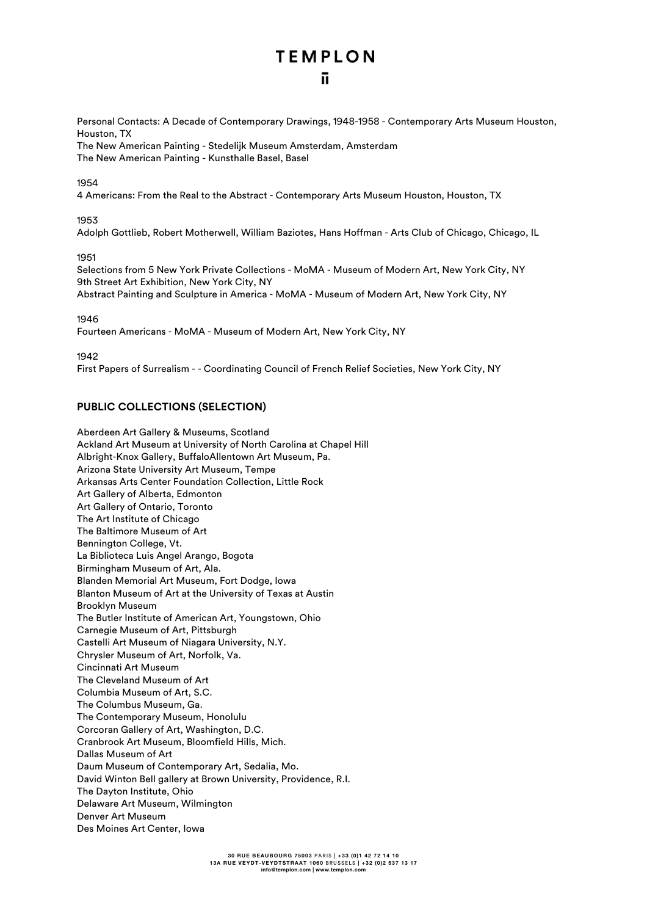Personal Contacts: A Decade of Contemporary Drawings, 1948-1958 - Contemporary Arts Museum Houston, Houston, TX
The New American Painting - Stedelijk Museum Amsterdam, Amsterdam
The New American Painting - Kunsthalle Basel, Basel

1954
4 Americans: From the Real to the Abstract - Contemporary Arts Museum Houston, Houston, TX

1953
Adolph Gottlieb, Robert Motherwell, William Baziotes, Hans Hoffman - Arts Club of Chicago, Chicago, IL

1951
Selections from 5 New York Private Collections - MoMA - Museum of Modern Art, New York City, NY
9th Street Art Exhibition, New York City, NY
Abstract Painting and Sculpture in America - MoMA - Museum of Modern Art, New York City, NY

1946
Fourteen Americans - MoMA - Museum of Modern Art, New York City, NY

1942
First Papers of Surrealism - - Coordinating Council of French Relief Societies, New York City, NY

**PUBLIC COLLECTIONS (SELECTION)**

Aberdeen Art Gallery & Museums, Scotland
Ackland Art Museum at University of North Carolina at Chapel Hill
Albright-Knox Gallery, BuffaloAllentown Art Museum, Pa.
Arizona State University Art Museum, Tempe
Arkansas Arts Center Foundation Collection, Little Rock
Art Gallery of Alberta, Edmonton
Art Gallery of Ontario, Toronto
The Art Institute of Chicago
The Baltimore Museum of Art
Bennington College, Vt.
La Biblioteca Luis Angel Arango, Bogota
Birmingham Museum of Art, Ala.
Blanden Memorial Art Museum, Fort Dodge, Iowa
Blanton Museum of Art at the University of Texas at Austin
Brooklyn Museum
The Butler Institute of American Art, Youngstown, Ohio
Carnegie Museum of Art, Pittsburgh
Castelli Art Museum of Niagara University, N.Y.
Chrysler Museum of Art, Norfolk, Va.
Cincinnati Art Museum
The Cleveland Museum of Art
Columbia Museum of Art, S.C.
The Columbus Museum, Ga.
The Contemporary Museum, Honolulu
Corcoran Gallery of Art, Washington, D.C.
Cranbrook Art Museum, Bloomfield Hills, Mich.
Dallas Museum of Art
Daum Museum of Contemporary Art, Sedalia, Mo.
David Winton Bell gallery at Brown University, Providence, R.I.
The Dayton Institute, Ohio
Delaware Art Museum, Wilmington
Denver Art Museum
Des Moines Art Center, Iowa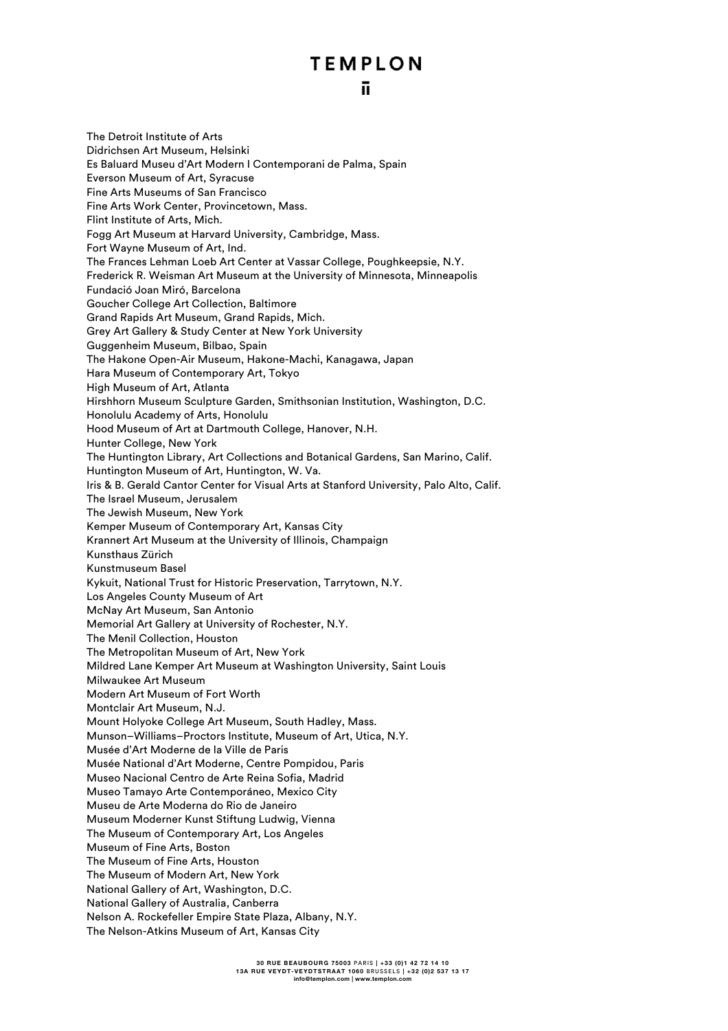The Detroit Institute of Arts
Didrichsen Art Museum, Helsinki
Es Baluard Museu d'Art Modern I Contemporani de Palma, Spain
Everson Museum of Art, Syracuse
Fine Arts Museums of San Francisco
Fine Arts Work Center, Provincetown, Mass.
Flint Institute of Arts, Mich.
Fogg Art Museum at Harvard University, Cambridge, Mass.
Fort Wayne Museum of Art, Ind.
The Frances Lehman Loeb Art Center at Vassar College, Poughkeepsie, N.Y.
Frederick R. Weisman Art Museum at the University of Minnesota, Minneapolis
Fundació Joan Miró, Barcelona
Goucher College Art Collection, Baltimore
Grand Rapids Art Museum, Grand Rapids, Mich.
Grey Art Gallery & Study Center at New York University
Guggenheim Museum, Bilbao, Spain
The Hakone Open-Air Museum, Hakone-Machi, Kanagawa, Japan
Hara Museum of Contemporary Art, Tokyo
High Museum of Art, Atlanta
Hirshhorn Museum Sculpture Garden, Smithsonian Institution, Washington, D.C.
Honolulu Academy of Arts, Honolulu
Hood Museum of Art at Dartmouth College, Hanover, N.H.
Hunter College, New York
The Huntington Library, Art Collections and Botanical Gardens, San Marino, Calif.
Huntington Museum of Art, Huntington, W. Va.
Iris & B. Gerald Cantor Center for Visual Arts at Stanford University, Palo Alto, Calif.
The Israel Museum, Jerusalem
The Jewish Museum, New York
Kemper Museum of Contemporary Art, Kansas City
Krannert Art Museum at the University of Illinois, Champaign
Kunsthaus Zürich
Kunstmuseum Basel
Kykuit, National Trust for Historic Preservation, Tarrytown, N.Y.
Los Angeles County Museum of Art
McNay Art Museum, San Antonio
Memorial Art Gallery at University of Rochester, N.Y.
The Menil Collection, Houston
The Metropolitan Museum of Art, New York
Mildred Lane Kemper Art Museum at Washington University, Saint Louis
Milwaukee Art Museum
Modern Art Museum of Fort Worth
Montclair Art Museum, N.J.
Mount Holyoke College Art Museum, South Hadley, Mass.
Munson–Williams–Proctors Institute, Museum of Art, Utica, N.Y.
Musée d'Art Moderne de la Ville de Paris
Musée National d'Art Moderne, Centre Pompidou, Paris
Museo Nacional Centro de Arte Reina Sofia, Madrid
Museo Tamayo Arte Contemporáneo, Mexico City
Museu de Arte Moderna do Rio de Janeiro
Museum Moderner Kunst Stiftung Ludwig, Vienna
The Museum of Contemporary Art, Los Angeles
Museum of Fine Arts, Boston
The Museum of Fine Arts, Houston
The Museum of Modern Art, New York
National Gallery of Art, Washington, D.C.
National Gallery of Australia, Canberra
Nelson A. Rockefeller Empire State Plaza, Albany, N.Y.
The Nelson-Atkins Museum of Art, Kansas City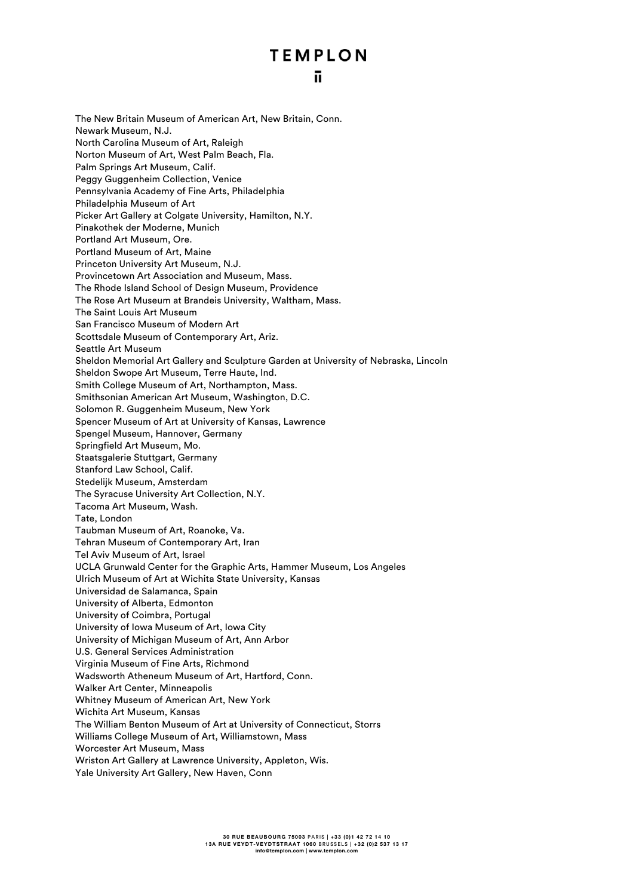The New Britain Museum of American Art, New Britain, Conn.
Newark Museum, N.J.
North Carolina Museum of Art, Raleigh
Norton Museum of Art, West Palm Beach, Fla.
Palm Springs Art Museum, Calif.
Peggy Guggenheim Collection, Venice
Pennsylvania Academy of Fine Arts, Philadelphia
Philadelphia Museum of Art
Picker Art Gallery at Colgate University, Hamilton, N.Y.
Pinakothek der Moderne, Munich
Portland Art Museum, Ore.
Portland Museum of Art, Maine
Princeton University Art Museum, N.J.
Provincetown Art Association and Museum, Mass.
The Rhode Island School of Design Museum, Providence
The Rose Art Museum at Brandeis University, Waltham, Mass.
The Saint Louis Art Museum
San Francisco Museum of Modern Art
Scottsdale Museum of Contemporary Art, Ariz.
Seattle Art Museum
Sheldon Memorial Art Gallery and Sculpture Garden at University of Nebraska, Lincoln
Sheldon Swope Art Museum, Terre Haute, Ind.
Smith College Museum of Art, Northampton, Mass.
Smithsonian American Art Museum, Washington, D.C.
Solomon R. Guggenheim Museum, New York
Spencer Museum of Art at University of Kansas, Lawrence
Spengel Museum, Hannover, Germany
Springfield Art Museum, Mo.
Staatsgalerie Stuttgart, Germany
Stanford Law School, Calif.
Stedelijk Museum, Amsterdam
The Syracuse University Art Collection, N.Y.
Tacoma Art Museum, Wash.
Tate, London
Taubman Museum of Art, Roanoke, Va.
Tehran Museum of Contemporary Art, Iran
Tel Aviv Museum of Art, Israel
UCLA Grunwald Center for the Graphic Arts, Hammer Museum, Los Angeles
Ulrich Museum of Art at Wichita State University, Kansas
Universidad de Salamanca, Spain
University of Alberta, Edmonton
University of Coimbra, Portugal
University of Iowa Museum of Art, Iowa City
University of Michigan Museum of Art, Ann Arbor
U.S. General Services Administration
Virginia Museum of Fine Arts, Richmond
Wadsworth Atheneum Museum of Art, Hartford, Conn.
Walker Art Center, Minneapolis
Whitney Museum of American Art, New York
Wichita Art Museum, Kansas
The William Benton Museum of Art at University of Connecticut, Storrs
Williams College Museum of Art, Williamstown, Mass
Worcester Art Museum, Mass
Wriston Art Gallery at Lawrence University, Appleton, Wis.
Yale University Art Gallery, New Haven, Conn